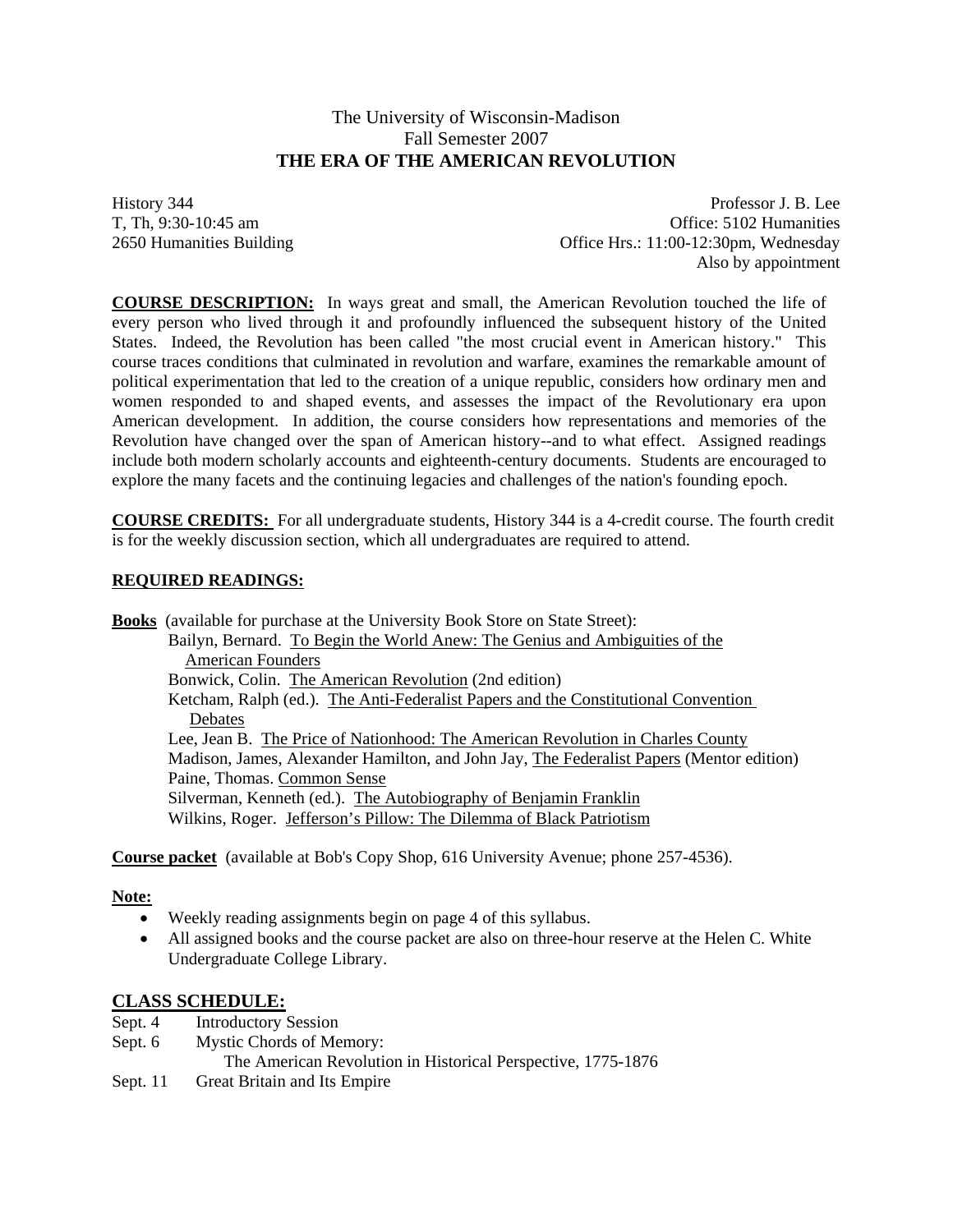# The University of Wisconsin-Madison
## Fall Semester 2007
## THE ERA OF THE AMERICAN REVOLUTION

History 344
T, Th, 9:30-10:45 am
2650 Humanities Building

Professor J. B. Lee
Office: 5102 Humanities
Office Hrs.: 11:00-12:30pm, Wednesday
Also by appointment

**COURSE DESCRIPTION:** In ways great and small, the American Revolution touched the life of every person who lived through it and profoundly influenced the subsequent history of the United States. Indeed, the Revolution has been called "the most crucial event in American history." This course traces conditions that culminated in revolution and warfare, examines the remarkable amount of political experimentation that led to the creation of a unique republic, considers how ordinary men and women responded to and shaped events, and assesses the impact of the Revolutionary era upon American development. In addition, the course considers how representations and memories of the Revolution have changed over the span of American history--and to what effect. Assigned readings include both modern scholarly accounts and eighteenth-century documents. Students are encouraged to explore the many facets and the continuing legacies and challenges of the nation's founding epoch.

**COURSE CREDITS:** For all undergraduate students, History 344 is a 4-credit course. The fourth credit is for the weekly discussion section, which all undergraduates are required to attend.

### REQUIRED READINGS:

**Books** (available for purchase at the University Book Store on State Street):

- Bailyn, Bernard. To Begin the World Anew: The Genius and Ambiguities of the American Founders
- Bonwick, Colin. The American Revolution (2nd edition)
- Ketcham, Ralph (ed.). The Anti-Federalist Papers and the Constitutional Convention Debates
- Lee, Jean B. The Price of Nationhood: The American Revolution in Charles County
- Madison, James, Alexander Hamilton, and John Jay, The Federalist Papers (Mentor edition)
- Paine, Thomas. Common Sense
- Silverman, Kenneth (ed.). The Autobiography of Benjamin Franklin
- Wilkins, Roger. Jefferson's Pillow: The Dilemma of Black Patriotism

**Course packet** (available at Bob's Copy Shop, 616 University Avenue; phone 257-4536).

**Note:**

- Weekly reading assignments begin on page 4 of this syllabus.
- All assigned books and the course packet are also on three-hour reserve at the Helen C. White Undergraduate College Library.

### CLASS SCHEDULE:

Sept. 4 Introductory Session
Sept. 6 Mystic Chords of Memory:
The American Revolution in Historical Perspective, 1775-1876
Sept. 11 Great Britain and Its Empire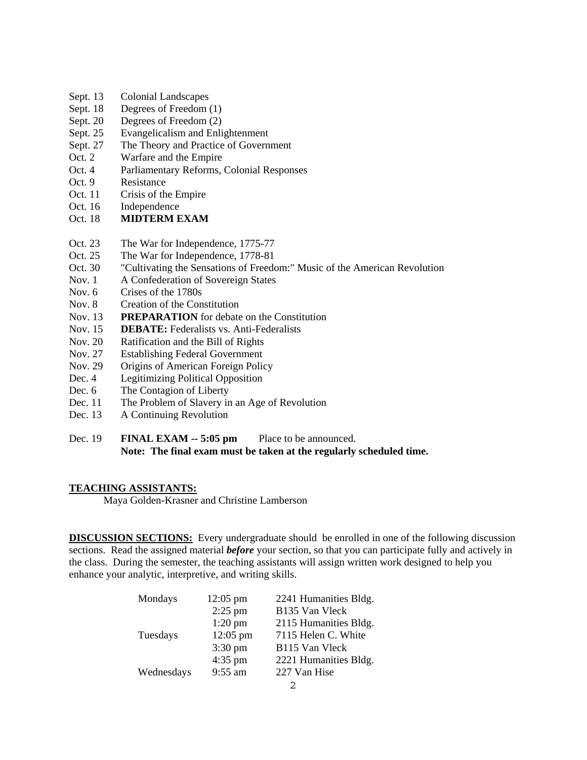| | |
|---|---|
| Sept. 13 | Colonial Landscapes |
| Sept. 18 | Degrees of Freedom (1) |
| Sept. 20 | Degrees of Freedom (2) |
| Sept. 25 | Evangelicalism and Enlightenment |
| Sept. 27 | The Theory and Practice of Government |
| Oct. 2 | Warfare and the Empire |
| Oct. 4 | Parliamentary Reforms, Colonial Responses |
| Oct. 9 | Resistance |
| Oct. 11 | Crisis of the Empire |
| Oct. 16 | Independence |
| Oct. 18 | **MIDTERM EXAM** |
| Oct. 23 | The War for Independence, 1775-77 |
| Oct. 25 | The War for Independence, 1778-81 |
| Oct. 30 | "Cultivating the Sensations of Freedom:" Music of the American Revolution |
| Nov. 1 | A Confederation of Sovereign States |
| Nov. 6 | Crises of the 1780s |
| Nov. 8 | Creation of the Constitution |
| Nov. 13 | **PREPARATION** for debate on the Constitution |
| Nov. 15 | **DEBATE:** Federalists vs. Anti-Federalists |
| Nov. 20 | Ratification and the Bill of Rights |
| Nov. 27 | Establishing Federal Government |
| Nov. 29 | Origins of American Foreign Policy |
| Dec. 4 | Legitimizing Political Opposition |
| Dec. 6 | The Contagion of Liberty |
| Dec. 11 | The Problem of Slavery in an Age of Revolution |
| Dec. 13 | A Continuing Revolution |
| Dec. 19 | **FINAL EXAM -- 5:05 pm** Place to be announced. **Note: The final exam must be taken at the regularly scheduled time.** |

**TEACHING ASSISTANTS:**

Maya Golden-Krasner and Christine Lamberson

**DISCUSSION SECTIONS:** Every undergraduate should be enrolled in one of the following discussion sections. Read the assigned material ***before*** your section, so that you can participate fully and actively in the class. During the semester, the teaching assistants will assign written work designed to help you enhance your analytic, interpretive, and writing skills.

| | | |
|---|---|---|
| Mondays | 12:05 pm | 2241 Humanities Bldg. |
| | 2:25 pm | B135 Van Vleck |
| | 1:20 pm | 2115 Humanities Bldg. |
| Tuesdays | 12:05 pm | 7115 Helen C. White |
| | 3:30 pm | B115 Van Vleck |
| | 4:35 pm | 2221 Humanities Bldg. |
| Wednesdays | 9:55 am | 227 Van Hise |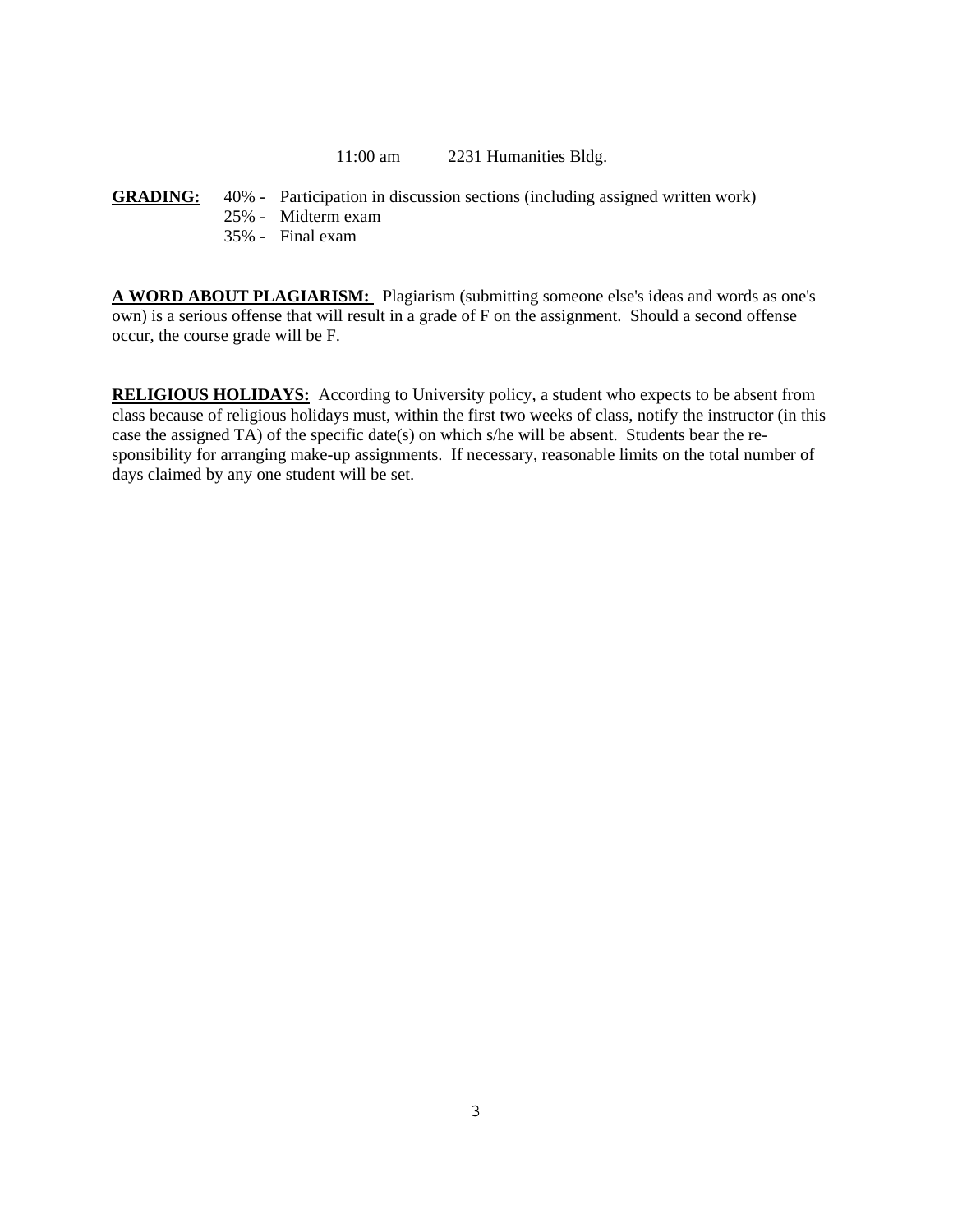11:00 am 2231 Humanities Bldg.

**GRADING:**

- 40% - Participation in discussion sections (including assigned written work)
- 25% - Midterm exam
- 35% - Final exam

**A WORD ABOUT PLAGIARISM:** Plagiarism (submitting someone else's ideas and words as one's own) is a serious offense that will result in a grade of F on the assignment. Should a second offense occur, the course grade will be F.

**RELIGIOUS HOLIDAYS:** According to University policy, a student who expects to be absent from class because of religious holidays must, within the first two weeks of class, notify the instructor (in this case the assigned TA) of the specific date(s) on which s/he will be absent. Students bear the responsibility for arranging make-up assignments. If necessary, reasonable limits on the total number of days claimed by any one student will be set.